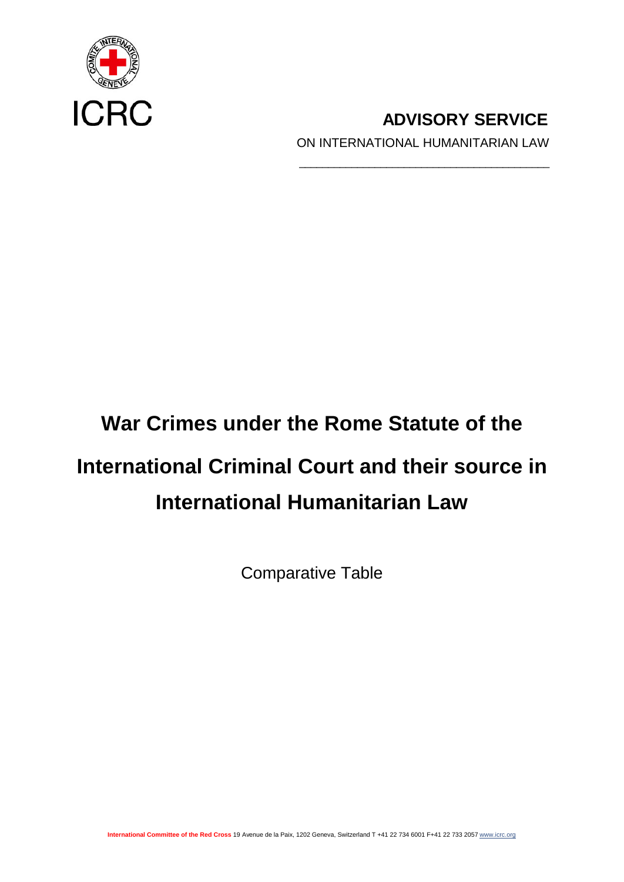ICRC

**ADVISORY SERVICE**

ON INTERNATIONAL HUMANITARIAN LAW

# War Crimes under the Rome Statute of the International Criminal Court and their source in International Humanitarian Law

Comparative Table

**International Committee of the Red Cross** 19 Avenue de la Paix, 1202 Geneva, Switzerland T +41 22 734 6001 F+41 22 733 2057 www.icrc.org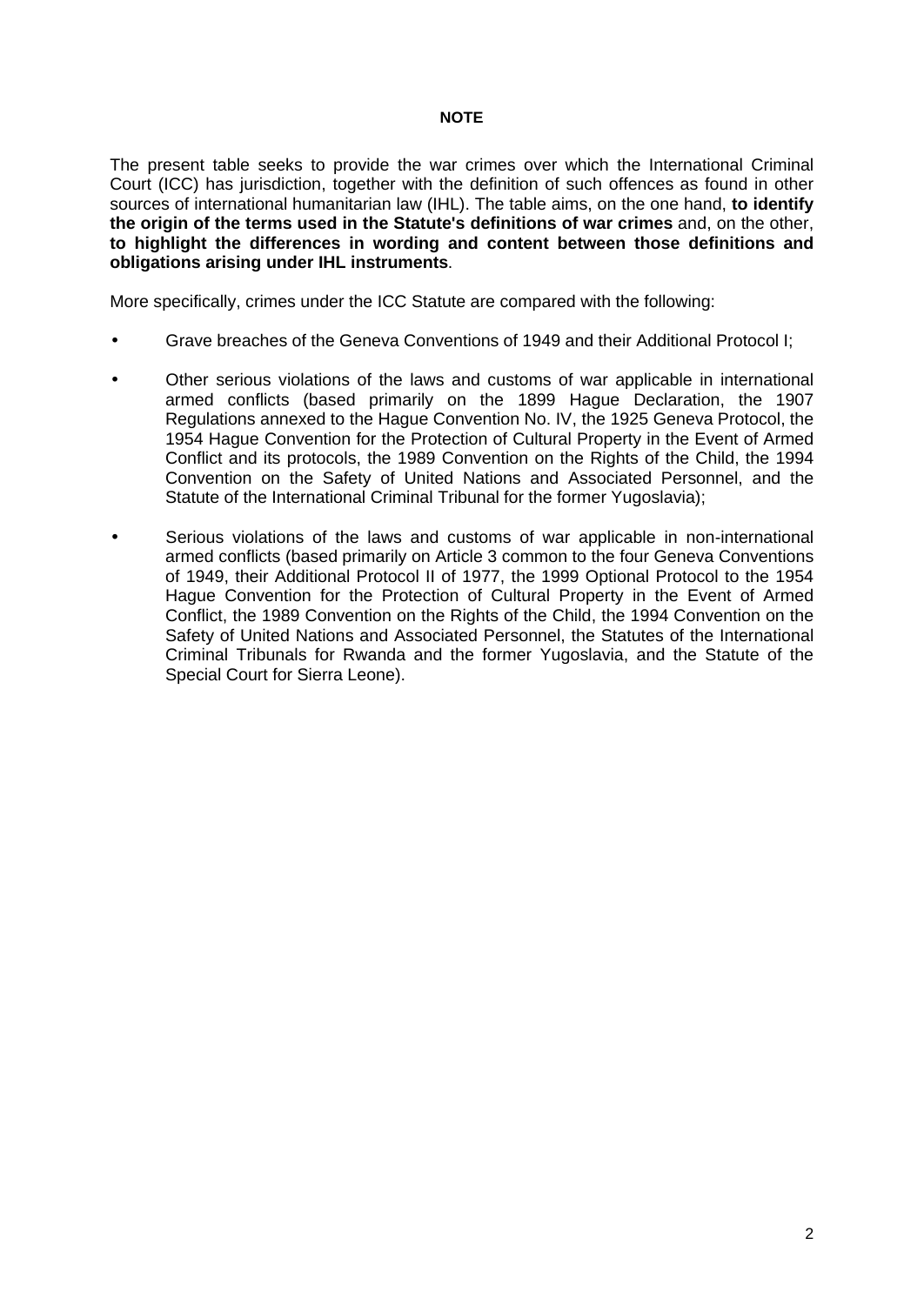**NOTE**

The present table seeks to provide the war crimes over which the International Criminal Court (ICC) has jurisdiction, together with the definition of such offences as found in other sources of international humanitarian law (IHL). The table aims, on the one hand, **to identify the origin of the terms used in the Statute's definitions of war crimes** and, on the other, **to highlight the differences in wording and content between those definitions and obligations arising under IHL instruments**.

More specifically, crimes under the ICC Statute are compared with the following:

- Grave breaches of the Geneva Conventions of 1949 and their Additional Protocol I;
- Other serious violations of the laws and customs of war applicable in international armed conflicts (based primarily on the 1899 Hague Declaration, the 1907 Regulations annexed to the Hague Convention No. IV, the 1925 Geneva Protocol, the 1954 Hague Convention for the Protection of Cultural Property in the Event of Armed Conflict and its protocols, the 1989 Convention on the Rights of the Child, the 1994 Convention on the Safety of United Nations and Associated Personnel, and the Statute of the International Criminal Tribunal for the former Yugoslavia);
- Serious violations of the laws and customs of war applicable in non-international armed conflicts (based primarily on Article 3 common to the four Geneva Conventions of 1949, their Additional Protocol II of 1977, the 1999 Optional Protocol to the 1954 Hague Convention for the Protection of Cultural Property in the Event of Armed Conflict, the 1989 Convention on the Rights of the Child, the 1994 Convention on the Safety of United Nations and Associated Personnel, the Statutes of the International Criminal Tribunals for Rwanda and the former Yugoslavia, and the Statute of the Special Court for Sierra Leone).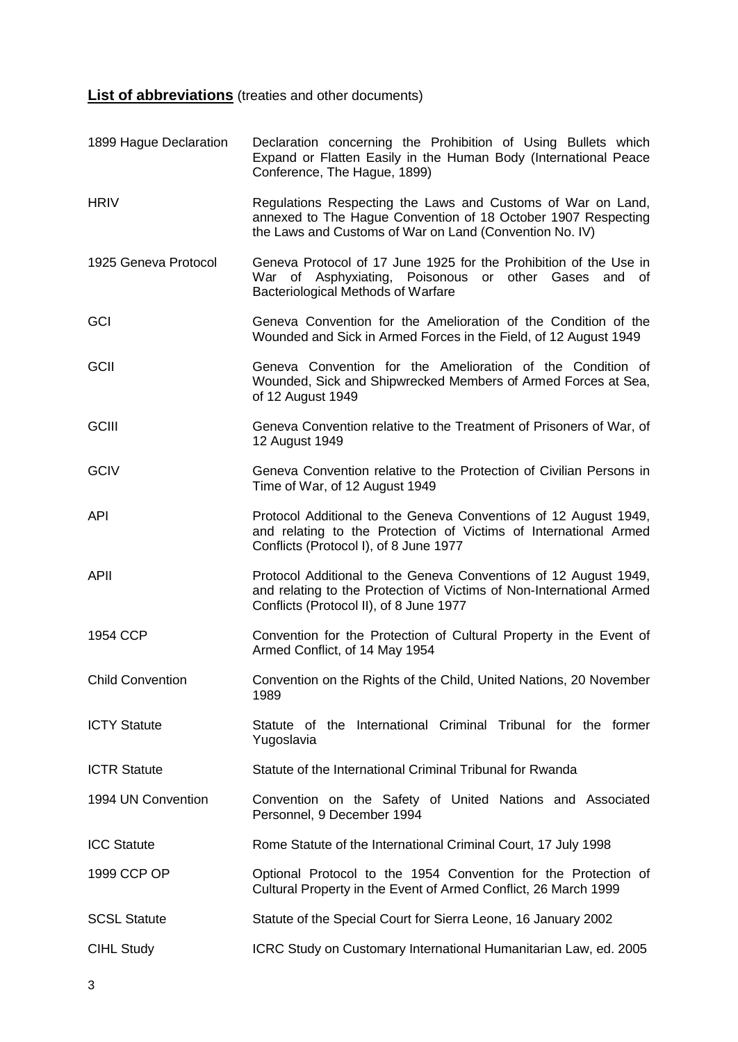**List of abbreviations** (treaties and other documents)

| | |
|---|---|
| 1899 Hague Declaration | Declaration concerning the Prohibition of Using Bullets which Expand or Flatten Easily in the Human Body (International Peace Conference, The Hague, 1899) |
| HRIV | Regulations Respecting the Laws and Customs of War on Land, annexed to The Hague Convention of 18 October 1907 Respecting the Laws and Customs of War on Land (Convention No. IV) |
| 1925 Geneva Protocol | Geneva Protocol of 17 June 1925 for the Prohibition of the Use in War of Asphyxiating, Poisonous or other Gases and of Bacteriological Methods of Warfare |
| GCI | Geneva Convention for the Amelioration of the Condition of the Wounded and Sick in Armed Forces in the Field, of 12 August 1949 |
| GCII | Geneva Convention for the Amelioration of the Condition of Wounded, Sick and Shipwrecked Members of Armed Forces at Sea, of 12 August 1949 |
| GCIII | Geneva Convention relative to the Treatment of Prisoners of War, of 12 August 1949 |
| GCIV | Geneva Convention relative to the Protection of Civilian Persons in Time of War, of 12 August 1949 |
| API | Protocol Additional to the Geneva Conventions of 12 August 1949, and relating to the Protection of Victims of International Armed Conflicts (Protocol I), of 8 June 1977 |
| APII | Protocol Additional to the Geneva Conventions of 12 August 1949, and relating to the Protection of Victims of Non-International Armed Conflicts (Protocol II), of 8 June 1977 |
| 1954 CCP | Convention for the Protection of Cultural Property in the Event of Armed Conflict, of 14 May 1954 |
| Child Convention | Convention on the Rights of the Child, United Nations, 20 November 1989 |
| ICTY Statute | Statute of the International Criminal Tribunal for the former Yugoslavia |
| ICTR Statute | Statute of the International Criminal Tribunal for Rwanda |
| 1994 UN Convention | Convention on the Safety of United Nations and Associated Personnel, 9 December 1994 |
| ICC Statute | Rome Statute of the International Criminal Court, 17 July 1998 |
| 1999 CCP OP | Optional Protocol to the 1954 Convention for the Protection of Cultural Property in the Event of Armed Conflict, 26 March 1999 |
| SCSL Statute | Statute of the Special Court for Sierra Leone, 16 January 2002 |
| CIHL Study | ICRC Study on Customary International Humanitarian Law, ed. 2005 |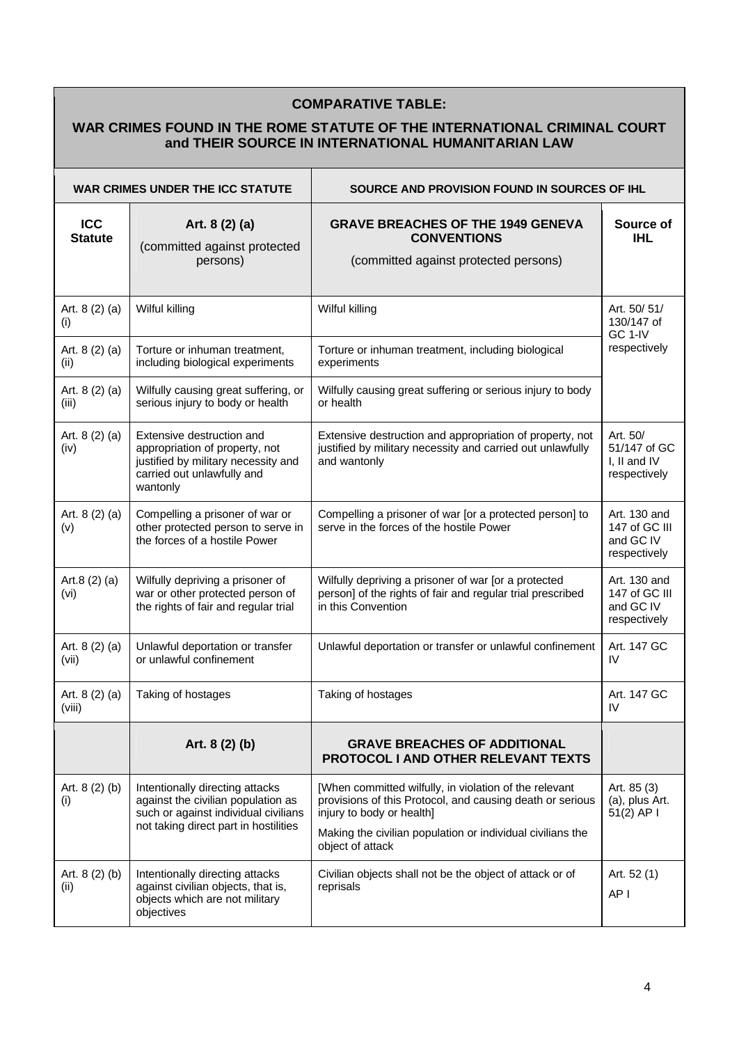## COMPARATIVE TABLE:

## WAR CRIMES FOUND IN THE ROME STATUTE OF THE INTERNATIONAL CRIMINAL COURT and THEIR SOURCE IN INTERNATIONAL HUMANITARIAN LAW

| WAR CRIMES UNDER THE ICC STATUTE | | SOURCE AND PROVISION FOUND IN SOURCES OF IHL | |
|---|---|---|---|
| **ICC Statute** | **Art. 8 (2) (a)** (committed against protected persons) | **GRAVE BREACHES OF THE 1949 GENEVA CONVENTIONS** (committed against protected persons) | **Source of IHL** |
| Art. 8 (2) (a) (i) | Wilful killing | Wilful killing | Art. 50/ 51/ 130/147 of GC 1-IV respectively |
| Art. 8 (2) (a) (ii) | Torture or inhuman treatment, including biological experiments | Torture or inhuman treatment, including biological experiments | |
| Art. 8 (2) (a) (iii) | Wilfully causing great suffering, or serious injury to body or health | Wilfully causing great suffering or serious injury to body or health | |
| Art. 8 (2) (a) (iv) | Extensive destruction and appropriation of property, not justified by military necessity and carried out unlawfully and wantonly | Extensive destruction and appropriation of property, not justified by military necessity and carried out unlawfully and wantonly | Art. 50/ 51/147 of GC I, II and IV respectively |
| Art. 8 (2) (a) (v) | Compelling a prisoner of war or other protected person to serve in the forces of a hostile Power | Compelling a prisoner of war [or a protected person] to serve in the forces of the hostile Power | Art. 130 and 147 of GC III and GC IV respectively |
| Art.8 (2) (a) (vi) | Wilfully depriving a prisoner of war or other protected person of the rights of fair and regular trial | Wilfully depriving a prisoner of war [or a protected person] of the rights of fair and regular trial prescribed in this Convention | Art. 130 and 147 of GC III and GC IV respectively |
| Art. 8 (2) (a) (vii) | Unlawful deportation or transfer or unlawful confinement | Unlawful deportation or transfer or unlawful confinement | Art. 147 GC IV |
| Art. 8 (2) (a) (viii) | Taking of hostages | Taking of hostages | Art. 147 GC IV |
| | **Art. 8 (2) (b)** | **GRAVE BREACHES OF ADDITIONAL PROTOCOL I AND OTHER RELEVANT TEXTS** | |
| Art. 8 (2) (b) (i) | Intentionally directing attacks against the civilian population as such or against individual civilians not taking direct part in hostilities | [When committed wilfully, in violation of the relevant provisions of this Protocol, and causing death or serious injury to body or health] Making the civilian population or individual civilians the object of attack | Art. 85 (3) (a), plus Art. 51(2) AP I |
| Art. 8 (2) (b) (ii) | Intentionally directing attacks against civilian objects, that is, objects which are not military objectives | Civilian objects shall not be the object of attack or of reprisals | Art. 52 (1) AP I |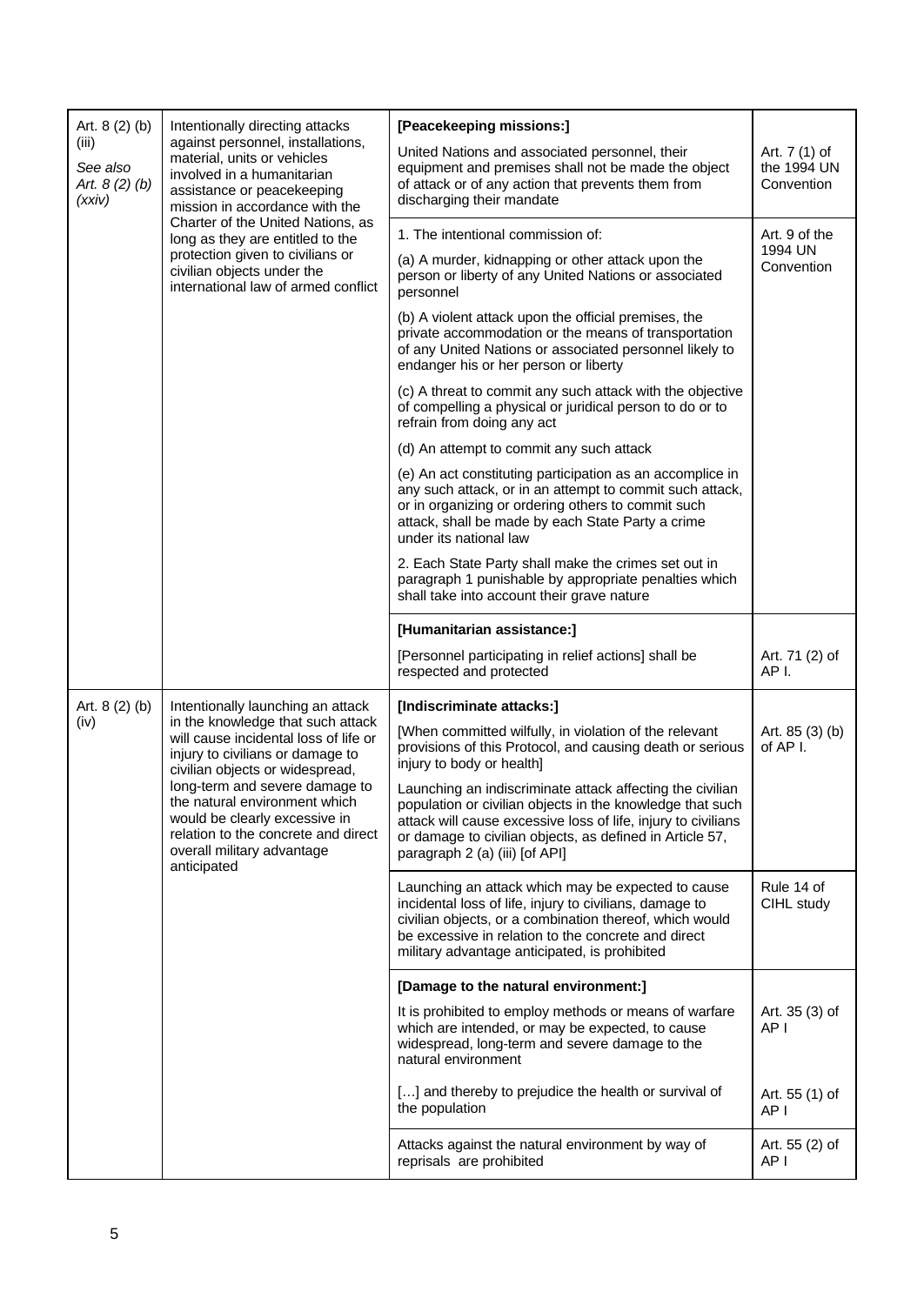| | | | |
|---|---|---|---|
| Art. 8 (2) (b) (iii)<br>*See also Art. 8 (2) (b) (xxiv)* | Intentionally directing attacks against personnel, installations, material, units or vehicles involved in a humanitarian assistance or peacekeeping mission in accordance with the Charter of the United Nations, as long as they are entitled to the protection given to civilians or civilian objects under the international law of armed conflict | **[Peacekeeping missions:]**<br>United Nations and associated personnel, their equipment and premises shall not be made the object of attack or of any action that prevents them from discharging their mandate | Art. 7 (1) of the 1994 UN Convention |
| | | 1. The intentional commission of:<br>(a) A murder, kidnapping or other attack upon the person or liberty of any United Nations or associated personnel<br>(b) A violent attack upon the official premises, the private accommodation or the means of transportation of any United Nations or associated personnel likely to endanger his or her person or liberty<br>(c) A threat to commit any such attack with the objective of compelling a physical or juridical person to do or to refrain from doing any act<br>(d) An attempt to commit any such attack<br>(e) An act constituting participation as an accomplice in any such attack, or in an attempt to commit such attack, or in organizing or ordering others to commit such attack, shall be made by each State Party a crime under its national law<br>2. Each State Party shall make the crimes set out in paragraph 1 punishable by appropriate penalties which shall take into account their grave nature | Art. 9 of the 1994 UN Convention |
| | | **[Humanitarian assistance:]**<br>[Personnel participating in relief actions] shall be respected and protected | Art. 71 (2) of AP I. |
| Art. 8 (2) (b) (iv) | Intentionally launching an attack in the knowledge that such attack will cause incidental loss of life or injury to civilians or damage to civilian objects or widespread, long-term and severe damage to the natural environment which would be clearly excessive in relation to the concrete and direct overall military advantage anticipated | **[Indiscriminate attacks:]**<br>[When committed wilfully, in violation of the relevant provisions of this Protocol, and causing death or serious injury to body or health]<br>Launching an indiscriminate attack affecting the civilian population or civilian objects in the knowledge that such attack will cause excessive loss of life, injury to civilians or damage to civilian objects, as defined in Article 57, paragraph 2 (a) (iii) [of API] | Art. 85 (3) (b) of AP I. |
| | | Launching an attack which may be expected to cause incidental loss of life, injury to civilians, damage to civilian objects, or a combination thereof, which would be excessive in relation to the concrete and direct military advantage anticipated, is prohibited | Rule 14 of CIHL study |
| | | **[Damage to the natural environment:]**<br>It is prohibited to employ methods or means of warfare which are intended, or may be expected, to cause widespread, long-term and severe damage to the natural environment | Art. 35 (3) of AP I |
| | | […] and thereby to prejudice the health or survival of the population | Art. 55 (1) of AP I |
| | | Attacks against the natural environment by way of reprisals are prohibited | Art. 55 (2) of AP I |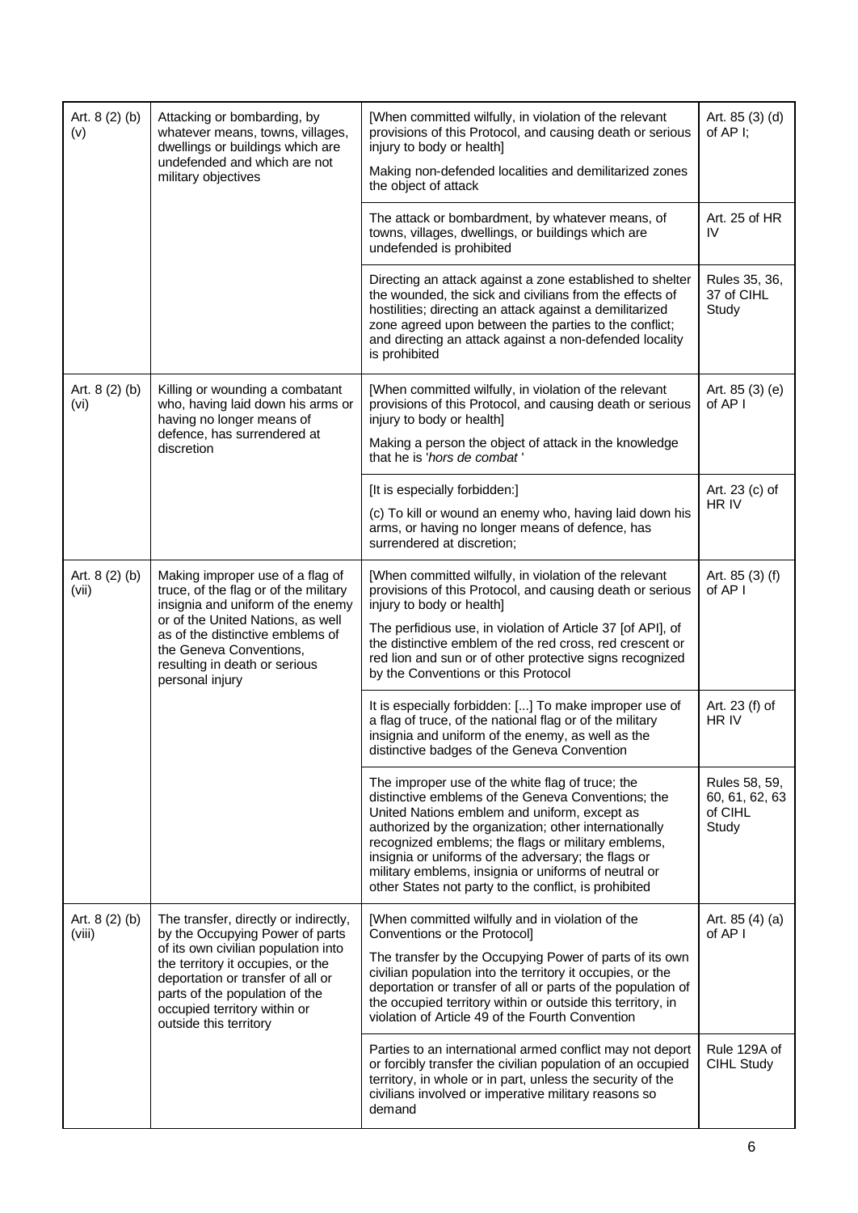| | | | |
|---|---|---|---|
| Art. 8 (2) (b) (v) | Attacking or bombarding, by whatever means, towns, villages, dwellings or buildings which are undefended and which are not military objectives | [When committed wilfully, in violation of the relevant provisions of this Protocol, and causing death or serious injury to body or health]<br>Making non-defended localities and demilitarized zones the object of attack | Art. 85 (3) (d) of AP I; |
| | | The attack or bombardment, by whatever means, of towns, villages, dwellings, or buildings which are undefended is prohibited | Art. 25 of HR IV |
| | | Directing an attack against a zone established to shelter the wounded, the sick and civilians from the effects of hostilities; directing an attack against a demilitarized zone agreed upon between the parties to the conflict; and directing an attack against a non-defended locality is prohibited | Rules 35, 36, 37 of CIHL Study |
| Art. 8 (2) (b) (vi) | Killing or wounding a combatant who, having laid down his arms or having no longer means of defence, has surrendered at discretion | [When committed wilfully, in violation of the relevant provisions of this Protocol, and causing death or serious injury to body or health]<br>Making a person the object of attack in the knowledge that he is '*hors de combat* ' | Art. 85 (3) (e) of AP I |
| | | [It is especially forbidden:]<br>(c) To kill or wound an enemy who, having laid down his arms, or having no longer means of defence, has surrendered at discretion; | Art. 23 (c) of HR IV |
| Art. 8 (2) (b) (vii) | Making improper use of a flag of truce, of the flag or of the military insignia and uniform of the enemy or of the United Nations, as well as of the distinctive emblems of the Geneva Conventions, resulting in death or serious personal injury | [When committed wilfully, in violation of the relevant provisions of this Protocol, and causing death or serious injury to body or health]<br>The perfidious use, in violation of Article 37 [of API], of the distinctive emblem of the red cross, red crescent or red lion and sun or of other protective signs recognized by the Conventions or this Protocol | Art. 85 (3) (f) of AP I |
| | | It is especially forbidden: [...] To make improper use of a flag of truce, of the national flag or of the military insignia and uniform of the enemy, as well as the distinctive badges of the Geneva Convention | Art. 23 (f) of HR IV |
| | | The improper use of the white flag of truce; the distinctive emblems of the Geneva Conventions; the United Nations emblem and uniform, except as authorized by the organization; other internationally recognized emblems; the flags or military emblems, insignia or uniforms of the adversary; the flags or military emblems, insignia or uniforms of neutral or other States not party to the conflict, is prohibited | Rules 58, 59, 60, 61, 62, 63 of CIHL Study |
| Art. 8 (2) (b) (viii) | The transfer, directly or indirectly, by the Occupying Power of parts of its own civilian population into the territory it occupies, or the deportation or transfer of all or parts of the population of the occupied territory within or outside this territory | [When committed wilfully and in violation of the Conventions or the Protocol]<br>The transfer by the Occupying Power of parts of its own civilian population into the territory it occupies, or the deportation or transfer of all or parts of the population of the occupied territory within or outside this territory, in violation of Article 49 of the Fourth Convention | Art. 85 (4) (a) of AP I |
| | | Parties to an international armed conflict may not deport or forcibly transfer the civilian population of an occupied territory, in whole or in part, unless the security of the civilians involved or imperative military reasons so demand | Rule 129A of CIHL Study |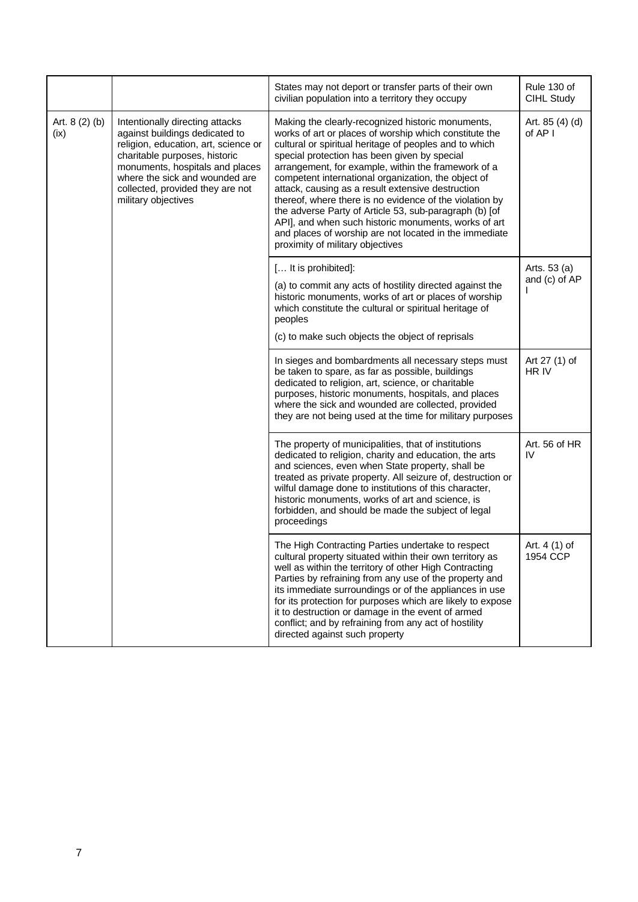| | | | |
|---|---|---|---|
| | | States may not deport or transfer parts of their own civilian population into a territory they occupy | Rule 130 of CIHL Study |
| Art. 8 (2) (b) (ix) | Intentionally directing attacks against buildings dedicated to religion, education, art, science or charitable purposes, historic monuments, hospitals and places where the sick and wounded are collected, provided they are not military objectives | Making the clearly-recognized historic monuments, works of art or places of worship which constitute the cultural or spiritual heritage of peoples and to which special protection has been given by special arrangement, for example, within the framework of a competent international organization, the object of attack, causing as a result extensive destruction thereof, where there is no evidence of the violation by the adverse Party of Article 53, sub-paragraph (b) [of API], and when such historic monuments, works of art and places of worship are not located in the immediate proximity of military objectives | Art. 85 (4) (d) of AP I |
| | | [… It is prohibited]:<br>(a) to commit any acts of hostility directed against the historic monuments, works of art or places of worship which constitute the cultural or spiritual heritage of peoples<br>(c) to make such objects the object of reprisals | Arts. 53 (a) and (c) of AP I |
| | | In sieges and bombardments all necessary steps must be taken to spare, as far as possible, buildings dedicated to religion, art, science, or charitable purposes, historic monuments, hospitals, and places where the sick and wounded are collected, provided they are not being used at the time for military purposes | Art 27 (1) of HR IV |
| | | The property of municipalities, that of institutions dedicated to religion, charity and education, the arts and sciences, even when State property, shall be treated as private property. All seizure of, destruction or wilful damage done to institutions of this character, historic monuments, works of art and science, is forbidden, and should be made the subject of legal proceedings | Art. 56 of HR IV |
| | | The High Contracting Parties undertake to respect cultural property situated within their own territory as well as within the territory of other High Contracting Parties by refraining from any use of the property and its immediate surroundings or of the appliances in use for its protection for purposes which are likely to expose it to destruction or damage in the event of armed conflict; and by refraining from any act of hostility directed against such property | Art. 4 (1) of 1954 CCP |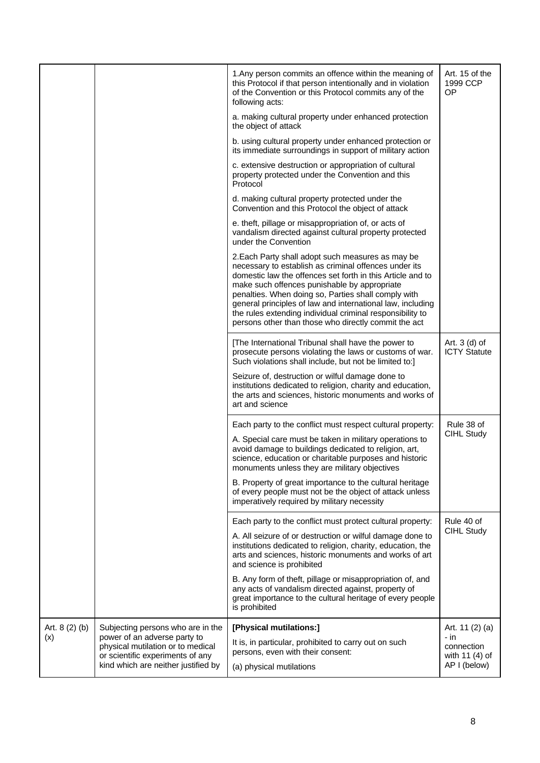| | | | |
|---|---|---|---|
| | | 1.Any person commits an offence within the meaning of this Protocol if that person intentionally and in violation of the Convention or this Protocol commits any of the following acts:<br><br>a. making cultural property under enhanced protection the object of attack<br><br>b. using cultural property under enhanced protection or its immediate surroundings in support of military action<br><br>c. extensive destruction or appropriation of cultural property protected under the Convention and this Protocol<br><br>d. making cultural property protected under the Convention and this Protocol the object of attack<br><br>e. theft, pillage or misappropriation of, or acts of vandalism directed against cultural property protected under the Convention<br><br>2.Each Party shall adopt such measures as may be necessary to establish as criminal offences under its domestic law the offences set forth in this Article and to make such offences punishable by appropriate penalties. When doing so, Parties shall comply with general principles of law and international law, including the rules extending individual criminal responsibility to persons other than those who directly commit the act | Art. 15 of the 1999 CCP OP |
| | | [The International Tribunal shall have the power to prosecute persons violating the laws or customs of war. Such violations shall include, but not be limited to:]<br><br>Seizure of, destruction or wilful damage done to institutions dedicated to religion, charity and education, the arts and sciences, historic monuments and works of art and science | Art. 3 (d) of ICTY Statute |
| | | Each party to the conflict must respect cultural property:<br><br>A. Special care must be taken in military operations to avoid damage to buildings dedicated to religion, art, science, education or charitable purposes and historic monuments unless they are military objectives<br><br>B. Property of great importance to the cultural heritage of every people must not be the object of attack unless imperatively required by military necessity | Rule 38 of CIHL Study |
| | | Each party to the conflict must protect cultural property:<br><br>A. All seizure of or destruction or wilful damage done to institutions dedicated to religion, charity, education, the arts and sciences, historic monuments and works of art and science is prohibited<br><br>B. Any form of theft, pillage or misappropriation of, and any acts of vandalism directed against, property of great importance to the cultural heritage of every people is prohibited | Rule 40 of CIHL Study |
| Art. 8 (2) (b) (x) | Subjecting persons who are in the power of an adverse party to physical mutilation or to medical or scientific experiments of any kind which are neither justified by | **[Physical mutilations:]**<br><br>It is, in particular, prohibited to carry out on such persons, even with their consent:<br><br>(a) physical mutilations | Art. 11 (2) (a) - in connection with 11 (4) of AP I (below) |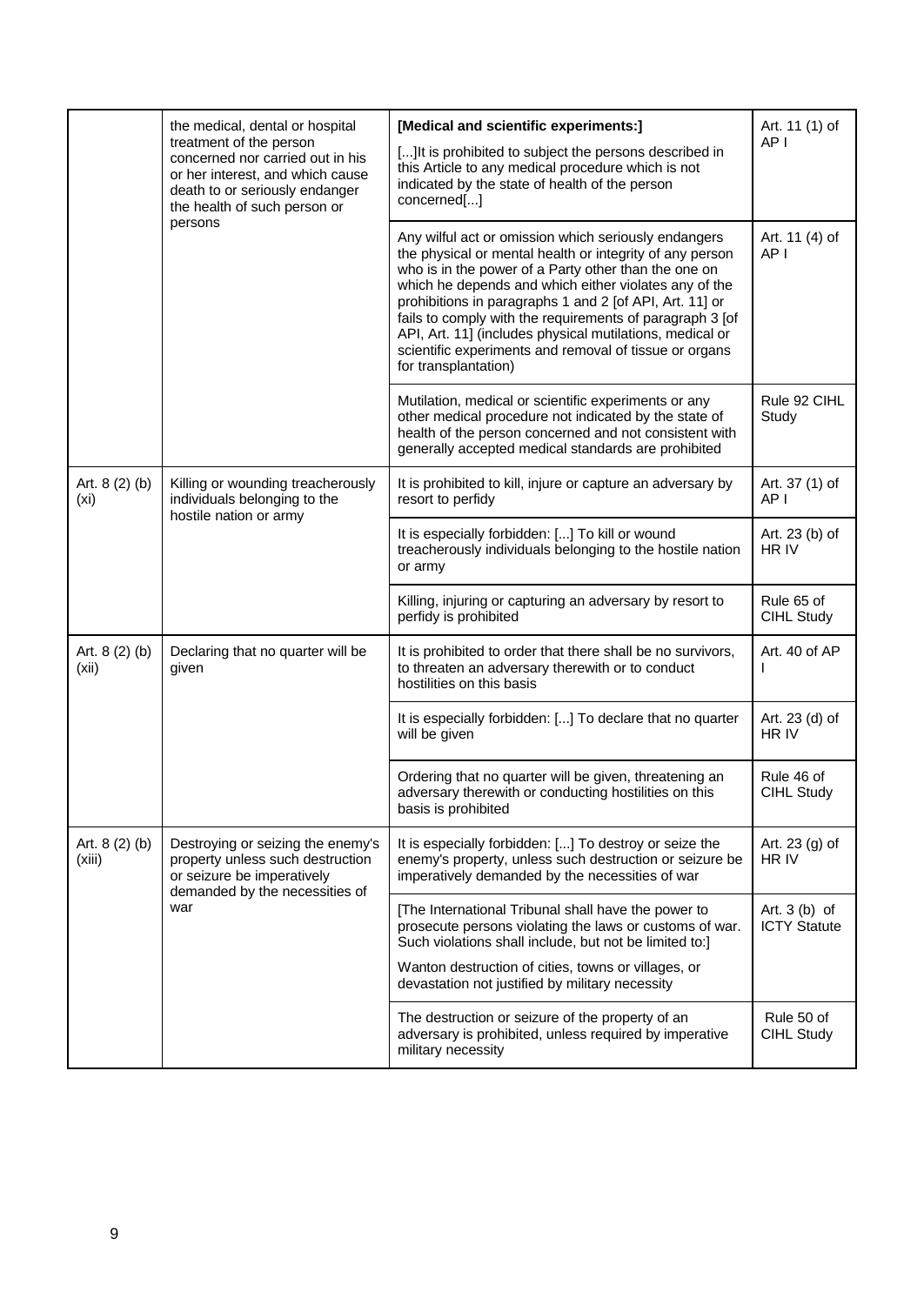| | | | |
|---|---|---|---|
| | the medical, dental or hospital treatment of the person concerned nor carried out in his or her interest, and which cause death to or seriously endanger the health of such person or persons | **[Medical and scientific experiments:]** [...]It is prohibited to subject the persons described in this Article to any medical procedure which is not indicated by the state of health of the person concerned[...] | Art. 11 (1) of AP I |
| | | Any wilful act or omission which seriously endangers the physical or mental health or integrity of any person who is in the power of a Party other than the one on which he depends and which either violates any of the prohibitions in paragraphs 1 and 2 [of API, Art. 11] or fails to comply with the requirements of paragraph 3 [of API, Art. 11] (includes physical mutilations, medical or scientific experiments and removal of tissue or organs for transplantation) | Art. 11 (4) of AP I |
| | | Mutilation, medical or scientific experiments or any other medical procedure not indicated by the state of health of the person concerned and not consistent with generally accepted medical standards are prohibited | Rule 92 CIHL Study |
| Art. 8 (2) (b) (xi) | Killing or wounding treacherously individuals belonging to the hostile nation or army | It is prohibited to kill, injure or capture an adversary by resort to perfidy | Art. 37 (1) of AP I |
| | | It is especially forbidden: [...] To kill or wound treacherously individuals belonging to the hostile nation or army | Art. 23 (b) of HR IV |
| | | Killing, injuring or capturing an adversary by resort to perfidy is prohibited | Rule 65 of CIHL Study |
| Art. 8 (2) (b) (xii) | Declaring that no quarter will be given | It is prohibited to order that there shall be no survivors, to threaten an adversary therewith or to conduct hostilities on this basis | Art. 40 of AP I |
| | | It is especially forbidden: [...] To declare that no quarter will be given | Art. 23 (d) of HR IV |
| | | Ordering that no quarter will be given, threatening an adversary therewith or conducting hostilities on this basis is prohibited | Rule 46 of CIHL Study |
| Art. 8 (2) (b) (xiii) | Destroying or seizing the enemy's property unless such destruction or seizure be imperatively demanded by the necessities of war | It is especially forbidden: [...] To destroy or seize the enemy's property, unless such destruction or seizure be imperatively demanded by the necessities of war | Art. 23 (g) of HR IV |
| | | [The International Tribunal shall have the power to prosecute persons violating the laws or customs of war. Such violations shall include, but not be limited to:] Wanton destruction of cities, towns or villages, or devastation not justified by military necessity | Art. 3 (b) of ICTY Statute |
| | | The destruction or seizure of the property of an adversary is prohibited, unless required by imperative military necessity | Rule 50 of CIHL Study |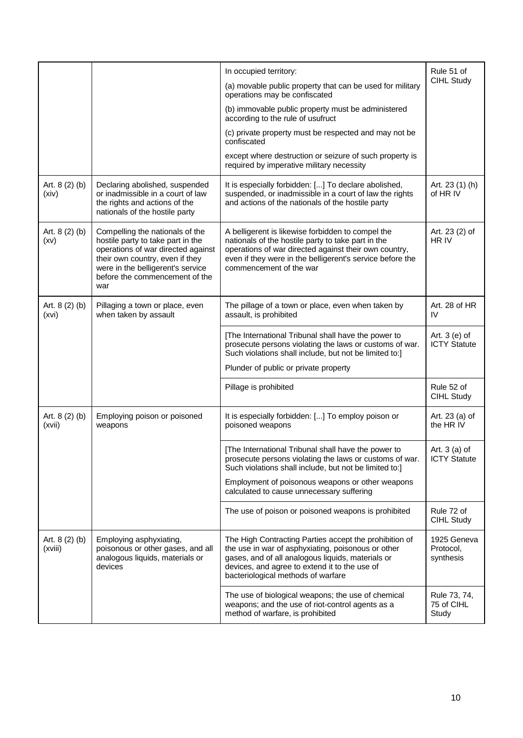| | | | |
|---|---|---|---|
| | | In occupied territory:<br>(a) movable public property that can be used for military operations may be confiscated<br>(b) immovable public property must be administered according to the rule of usufruct<br>(c) private property must be respected and may not be confiscated<br>except where destruction or seizure of such property is required by imperative military necessity | Rule 51 of CIHL Study |
| Art. 8 (2) (b) (xiv) | Declaring abolished, suspended or inadmissible in a court of law the rights and actions of the nationals of the hostile party | It is especially forbidden: [...] To declare abolished, suspended, or inadmissible in a court of law the rights and actions of the nationals of the hostile party | Art. 23 (1) (h) of HR IV |
| Art. 8 (2) (b) (xv) | Compelling the nationals of the hostile party to take part in the operations of war directed against their own country, even if they were in the belligerent's service before the commencement of the war | A belligerent is likewise forbidden to compel the nationals of the hostile party to take part in the operations of war directed against their own country, even if they were in the belligerent's service before the commencement of the war | Art. 23 (2) of HR IV |
| Art. 8 (2) (b) (xvi) | Pillaging a town or place, even when taken by assault | The pillage of a town or place, even when taken by assault, is prohibited | Art. 28 of HR IV |
| | | [The International Tribunal shall have the power to prosecute persons violating the laws or customs of war. Such violations shall include, but not be limited to:]<br>Plunder of public or private property | Art. 3 (e) of ICTY Statute |
| | | Pillage is prohibited | Rule 52 of CIHL Study |
| Art. 8 (2) (b) (xvii) | Employing poison or poisoned weapons | It is especially forbidden: [...] To employ poison or poisoned weapons | Art. 23 (a) of the HR IV |
| | | [The International Tribunal shall have the power to prosecute persons violating the laws or customs of war. Such violations shall include, but not be limited to:]<br>Employment of poisonous weapons or other weapons calculated to cause unnecessary suffering | Art. 3 (a) of ICTY Statute |
| | | The use of poison or poisoned weapons is prohibited | Rule 72 of CIHL Study |
| Art. 8 (2) (b) (xviii) | Employing asphyxiating, poisonous or other gases, and all analogous liquids, materials or devices | The High Contracting Parties accept the prohibition of the use in war of asphyxiating, poisonous or other gases, and of all analogous liquids, materials or devices, and agree to extend it to the use of bacteriological methods of warfare | 1925 Geneva Protocol, synthesis |
| | | The use of biological weapons; the use of chemical weapons; and the use of riot-control agents as a method of warfare, is prohibited | Rule 73, 74, 75 of CIHL Study |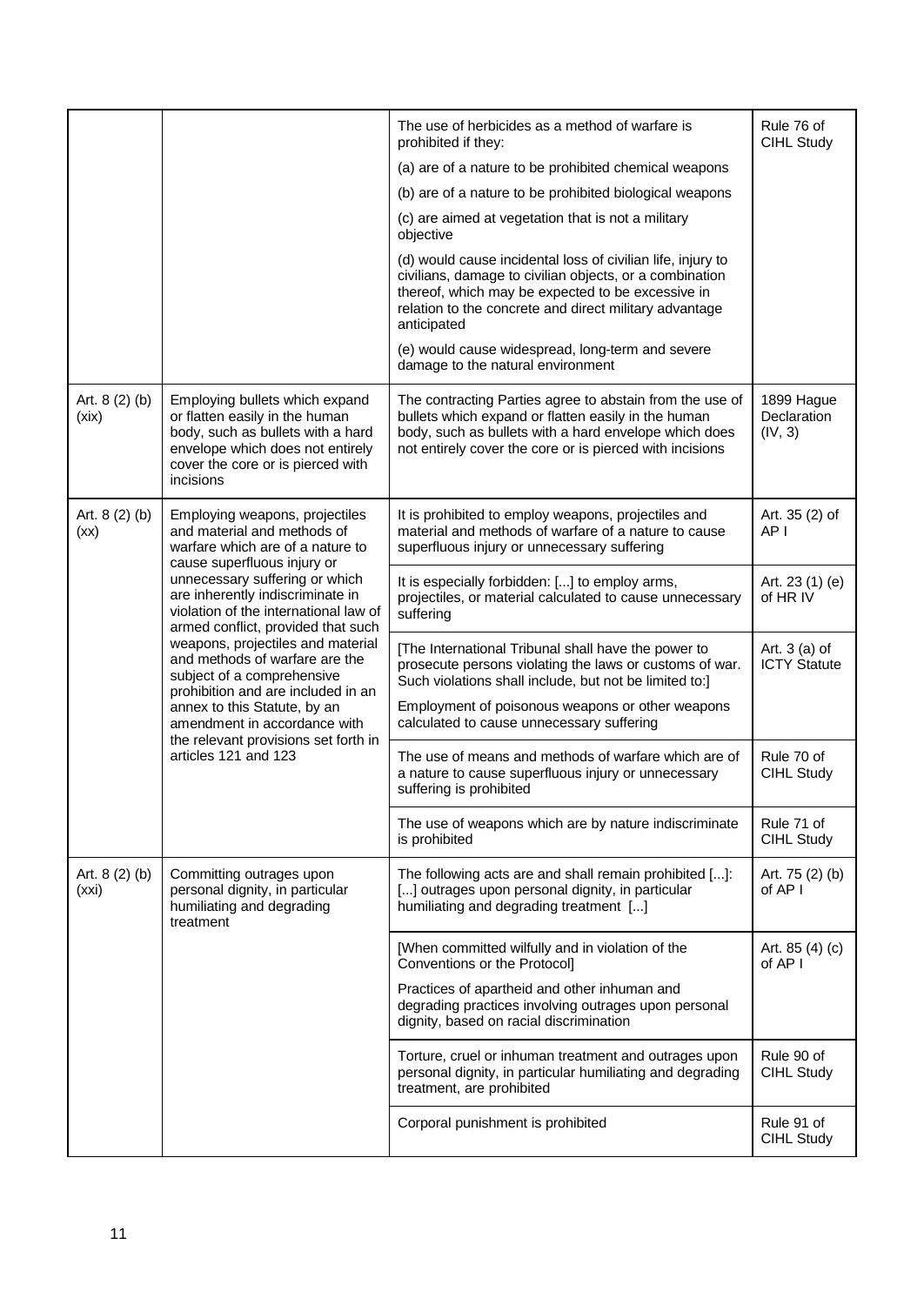| | | | |
|---|---|---|---|
| | | The use of herbicides as a method of warfare is prohibited if they:<br>(a) are of a nature to be prohibited chemical weapons<br>(b) are of a nature to be prohibited biological weapons<br>(c) are aimed at vegetation that is not a military objective<br>(d) would cause incidental loss of civilian life, injury to civilians, damage to civilian objects, or a combination thereof, which may be expected to be excessive in relation to the concrete and direct military advantage anticipated<br>(e) would cause widespread, long-term and severe damage to the natural environment | Rule 76 of CIHL Study |
| Art. 8 (2) (b) (xix) | Employing bullets which expand or flatten easily in the human body, such as bullets with a hard envelope which does not entirely cover the core or is pierced with incisions | The contracting Parties agree to abstain from the use of bullets which expand or flatten easily in the human body, such as bullets with a hard envelope which does not entirely cover the core or is pierced with incisions | 1899 Hague Declaration (IV, 3) |
| Art. 8 (2) (b) (xx) | Employing weapons, projectiles and material and methods of warfare which are of a nature to cause superfluous injury or unnecessary suffering or which are inherently indiscriminate in violation of the international law of armed conflict, provided that such weapons, projectiles and material and methods of warfare are the subject of a comprehensive prohibition and are included in an annex to this Statute, by an amendment in accordance with the relevant provisions set forth in articles 121 and 123 | It is prohibited to employ weapons, projectiles and material and methods of warfare of a nature to cause superfluous injury or unnecessary suffering | Art. 35 (2) of AP I |
| | | It is especially forbidden: [...] to employ arms, projectiles, or material calculated to cause unnecessary suffering | Art. 23 (1) (e) of HR IV |
| | | [The International Tribunal shall have the power to prosecute persons violating the laws or customs of war. Such violations shall include, but not be limited to:]<br>Employment of poisonous weapons or other weapons calculated to cause unnecessary suffering | Art. 3 (a) of ICTY Statute |
| | | The use of means and methods of warfare which are of a nature to cause superfluous injury or unnecessary suffering is prohibited | Rule 70 of CIHL Study |
| | | The use of weapons which are by nature indiscriminate is prohibited | Rule 71 of CIHL Study |
| Art. 8 (2) (b) (xxi) | Committing outrages upon personal dignity, in particular humiliating and degrading treatment | The following acts are and shall remain prohibited [...]: [...] outrages upon personal dignity, in particular humiliating and degrading treatment [...] | Art. 75 (2) (b) of AP I |
| | | [When committed wilfully and in violation of the Conventions or the Protocol]<br>Practices of apartheid and other inhuman and degrading practices involving outrages upon personal dignity, based on racial discrimination | Art. 85 (4) (c) of AP I |
| | | Torture, cruel or inhuman treatment and outrages upon personal dignity, in particular humiliating and degrading treatment, are prohibited | Rule 90 of CIHL Study |
| | | Corporal punishment is prohibited | Rule 91 of CIHL Study |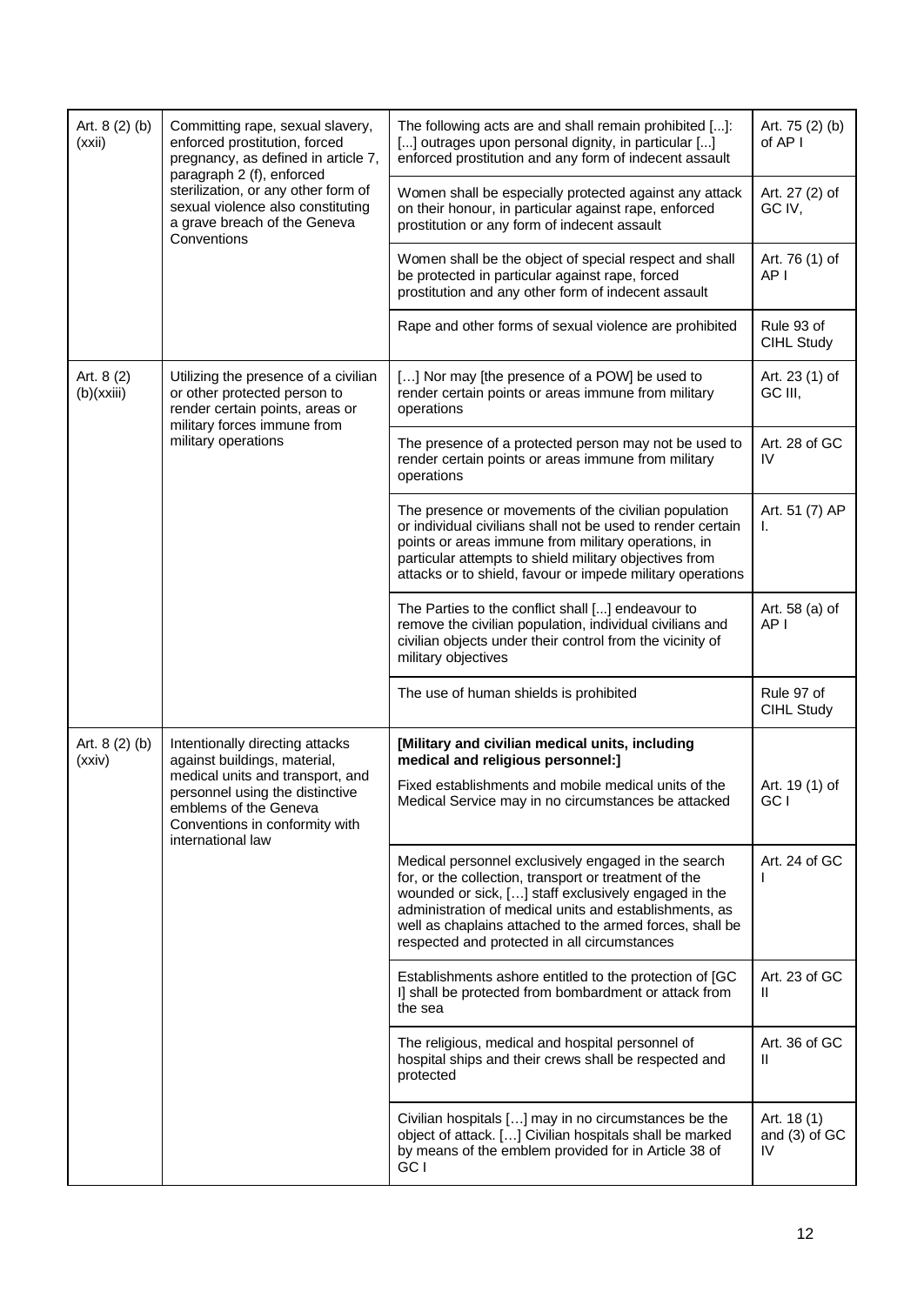| Art. 8 (2) (b) (xxii) | Committing rape, sexual slavery, enforced prostitution, forced pregnancy, as defined in article 7, paragraph 2 (f), enforced sterilization, or any other form of sexual violence also constituting a grave breach of the Geneva Conventions | The following acts are and shall remain prohibited [...]: [...] outrages upon personal dignity, in particular [...] enforced prostitution and any form of indecent assault | Art. 75 (2) (b) of AP I |
|---|---|---|---|
| | | Women shall be especially protected against any attack on their honour, in particular against rape, enforced prostitution or any form of indecent assault | Art. 27 (2) of GC IV, |
| | | Women shall be the object of special respect and shall be protected in particular against rape, forced prostitution and any other form of indecent assault | Art. 76 (1) of AP I |
| | | Rape and other forms of sexual violence are prohibited | Rule 93 of CIHL Study |
| Art. 8 (2) (b)(xxiii) | Utilizing the presence of a civilian or other protected person to render certain points, areas or military forces immune from military operations | […] Nor may [the presence of a POW] be used to render certain points or areas immune from military operations | Art. 23 (1) of GC III, |
| | | The presence of a protected person may not be used to render certain points or areas immune from military operations | Art. 28 of GC IV |
| | | The presence or movements of the civilian population or individual civilians shall not be used to render certain points or areas immune from military operations, in particular attempts to shield military objectives from attacks or to shield, favour or impede military operations | Art. 51 (7) AP I. |
| | | The Parties to the conflict shall [...] endeavour to remove the civilian population, individual civilians and civilian objects under their control from the vicinity of military objectives | Art. 58 (a) of AP I |
| | | The use of human shields is prohibited | Rule 97 of CIHL Study |
| Art. 8 (2) (b) (xxiv) | Intentionally directing attacks against buildings, material, medical units and transport, and personnel using the distinctive emblems of the Geneva Conventions in conformity with international law | **[Military and civilian medical units, including medical and religious personnel:]** Fixed establishments and mobile medical units of the Medical Service may in no circumstances be attacked | Art. 19 (1) of GC I |
| | | Medical personnel exclusively engaged in the search for, or the collection, transport or treatment of the wounded or sick, […] staff exclusively engaged in the administration of medical units and establishments, as well as chaplains attached to the armed forces, shall be respected and protected in all circumstances | Art. 24 of GC I |
| | | Establishments ashore entitled to the protection of [GC I] shall be protected from bombardment or attack from the sea | Art. 23 of GC II |
| | | The religious, medical and hospital personnel of hospital ships and their crews shall be respected and protected | Art. 36 of GC II |
| | | Civilian hospitals […] may in no circumstances be the object of attack. […] Civilian hospitals shall be marked by means of the emblem provided for in Article 38 of GC I | Art. 18 (1) and (3) of GC IV |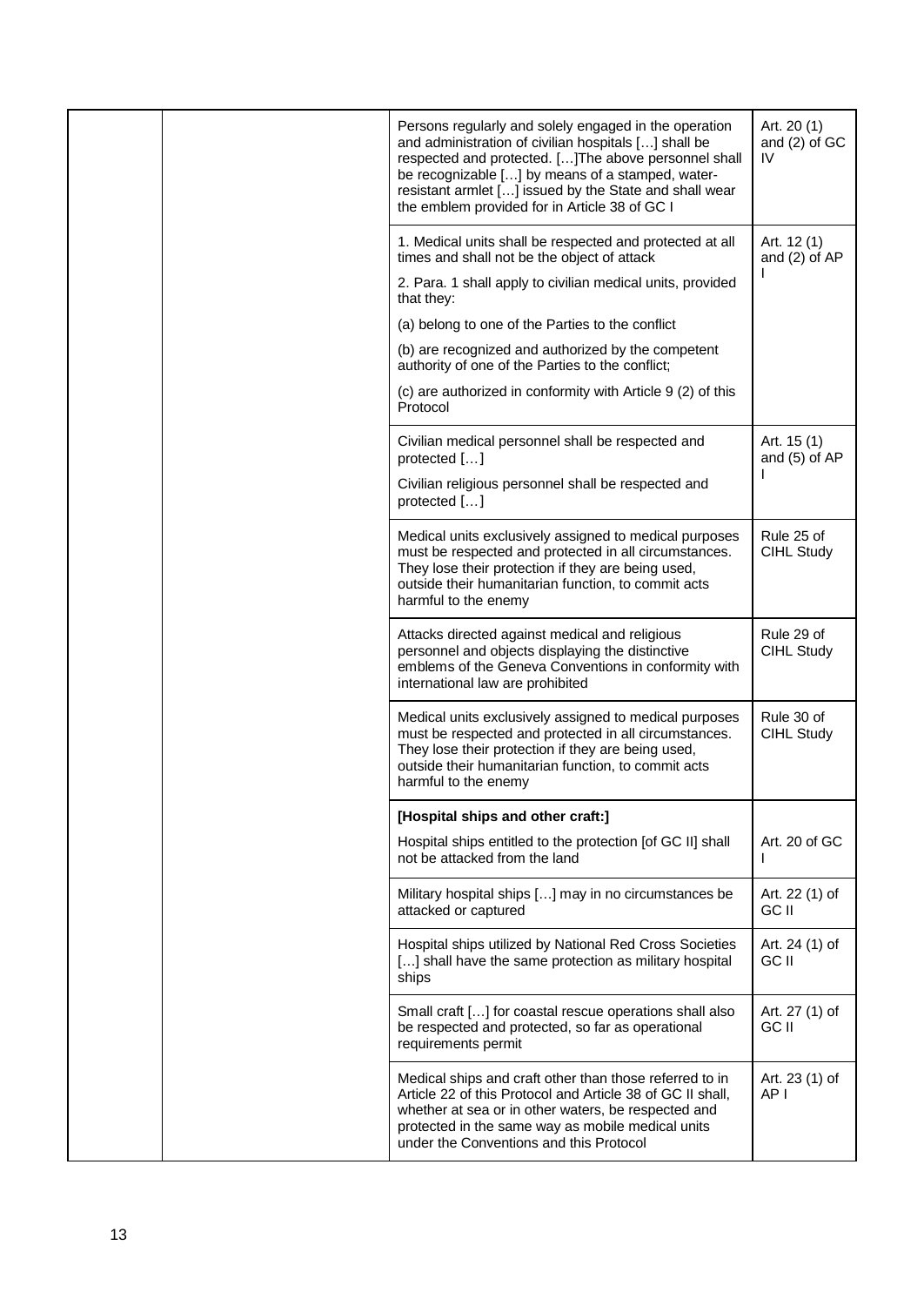| | | | |
|---|---|---|---|
| | | Persons regularly and solely engaged in the operation and administration of civilian hospitals […] shall be respected and protected. […]The above personnel shall be recognizable […] by means of a stamped, water-resistant armlet […] issued by the State and shall wear the emblem provided for in Article 38 of GC I | Art. 20 (1) and (2) of GC IV |
| | | 1. Medical units shall be respected and protected at all times and shall not be the object of attack<br>2. Para. 1 shall apply to civilian medical units, provided that they:<br>(a) belong to one of the Parties to the conflict<br>(b) are recognized and authorized by the competent authority of one of the Parties to the conflict;<br>(c) are authorized in conformity with Article 9 (2) of this Protocol | Art. 12 (1) and (2) of AP I |
| | | Civilian medical personnel shall be respected and protected […]<br>Civilian religious personnel shall be respected and protected […] | Art. 15 (1) and (5) of AP I |
| | | Medical units exclusively assigned to medical purposes must be respected and protected in all circumstances. They lose their protection if they are being used, outside their humanitarian function, to commit acts harmful to the enemy | Rule 25 of CIHL Study |
| | | Attacks directed against medical and religious personnel and objects displaying the distinctive emblems of the Geneva Conventions in conformity with international law are prohibited | Rule 29 of CIHL Study |
| | | Medical units exclusively assigned to medical purposes must be respected and protected in all circumstances. They lose their protection if they are being used, outside their humanitarian function, to commit acts harmful to the enemy | Rule 30 of CIHL Study |
| | | **[Hospital ships and other craft:]**<br>Hospital ships entitled to the protection [of GC II] shall not be attacked from the land | Art. 20 of GC I |
| | | Military hospital ships […] may in no circumstances be attacked or captured | Art. 22 (1) of GC II |
| | | Hospital ships utilized by National Red Cross Societies […] shall have the same protection as military hospital ships | Art. 24 (1) of GC II |
| | | Small craft […] for coastal rescue operations shall also be respected and protected, so far as operational requirements permit | Art. 27 (1) of GC II |
| | | Medical ships and craft other than those referred to in Article 22 of this Protocol and Article 38 of GC II shall, whether at sea or in other waters, be respected and protected in the same way as mobile medical units under the Conventions and this Protocol | Art. 23 (1) of AP I |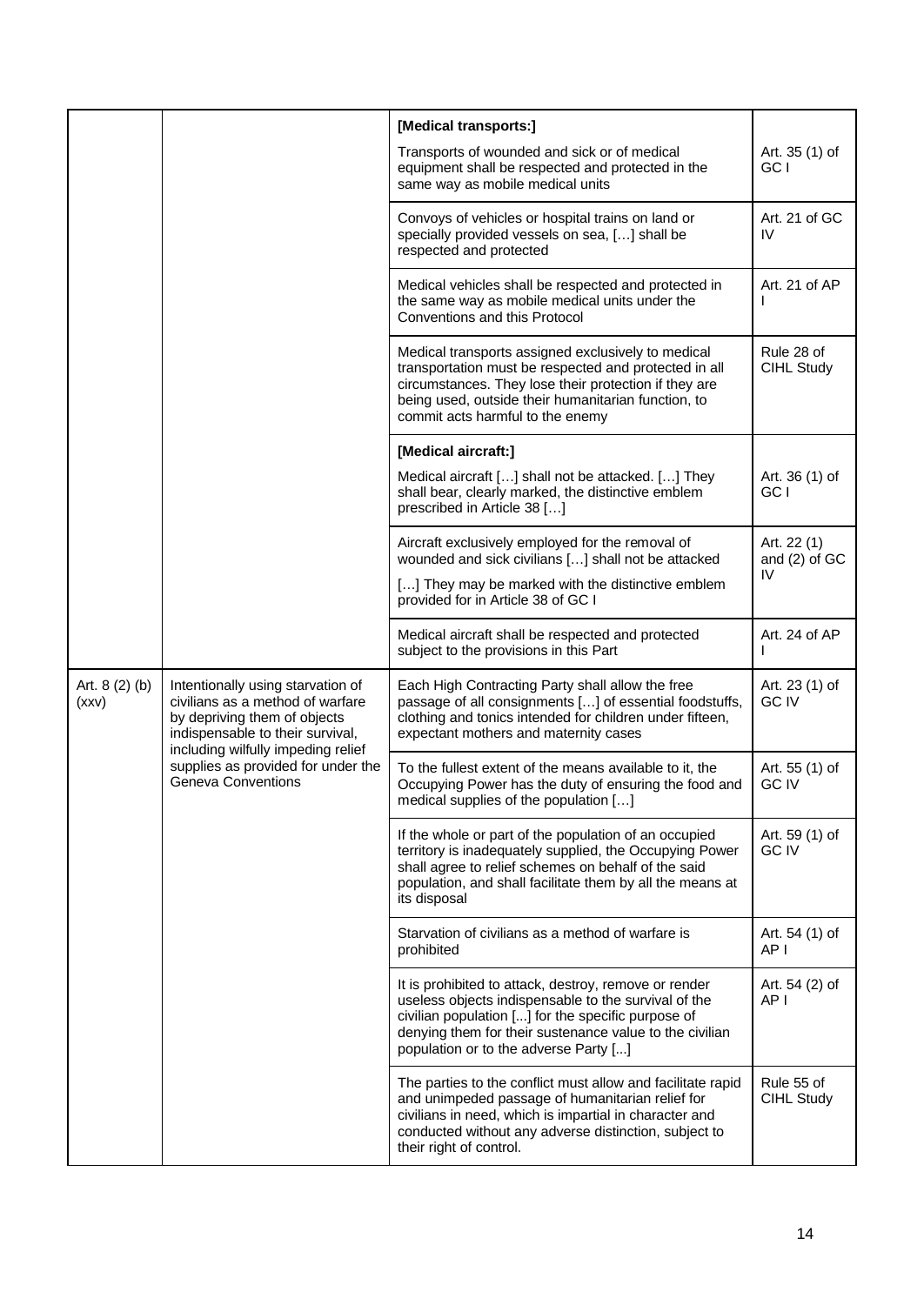| | | | |
|---|---|---|---|
| | | **[Medical transports:]** Transports of wounded and sick or of medical equipment shall be respected and protected in the same way as mobile medical units | Art. 35 (1) of GC I |
| | | Convoys of vehicles or hospital trains on land or specially provided vessels on sea, […] shall be respected and protected | Art. 21 of GC IV |
| | | Medical vehicles shall be respected and protected in the same way as mobile medical units under the Conventions and this Protocol | Art. 21 of AP I |
| | | Medical transports assigned exclusively to medical transportation must be respected and protected in all circumstances. They lose their protection if they are being used, outside their humanitarian function, to commit acts harmful to the enemy | Rule 28 of CIHL Study |
| | | **[Medical aircraft:]** Medical aircraft […] shall not be attacked. […] They shall bear, clearly marked, the distinctive emblem prescribed in Article 38 […] | Art. 36 (1) of GC I |
| | | Aircraft exclusively employed for the removal of wounded and sick civilians […] shall not be attacked […] They may be marked with the distinctive emblem provided for in Article 38 of GC I | Art. 22 (1) and (2) of GC IV |
| | | Medical aircraft shall be respected and protected subject to the provisions in this Part | Art. 24 of AP I |
| Art. 8 (2) (b) (xxv) | Intentionally using starvation of civilians as a method of warfare by depriving them of objects indispensable to their survival, including wilfully impeding relief supplies as provided for under the Geneva Conventions | Each High Contracting Party shall allow the free passage of all consignments […] of essential foodstuffs, clothing and tonics intended for children under fifteen, expectant mothers and maternity cases | Art. 23 (1) of GC IV |
| | | To the fullest extent of the means available to it, the Occupying Power has the duty of ensuring the food and medical supplies of the population […] | Art. 55 (1) of GC IV |
| | | If the whole or part of the population of an occupied territory is inadequately supplied, the Occupying Power shall agree to relief schemes on behalf of the said population, and shall facilitate them by all the means at its disposal | Art. 59 (1) of GC IV |
| | | Starvation of civilians as a method of warfare is prohibited | Art. 54 (1) of AP I |
| | | It is prohibited to attack, destroy, remove or render useless objects indispensable to the survival of the civilian population [...] for the specific purpose of denying them for their sustenance value to the civilian population or to the adverse Party [...] | Art. 54 (2) of AP I |
| | | The parties to the conflict must allow and facilitate rapid and unimpeded passage of humanitarian relief for civilians in need, which is impartial in character and conducted without any adverse distinction, subject to their right of control. | Rule 55 of CIHL Study |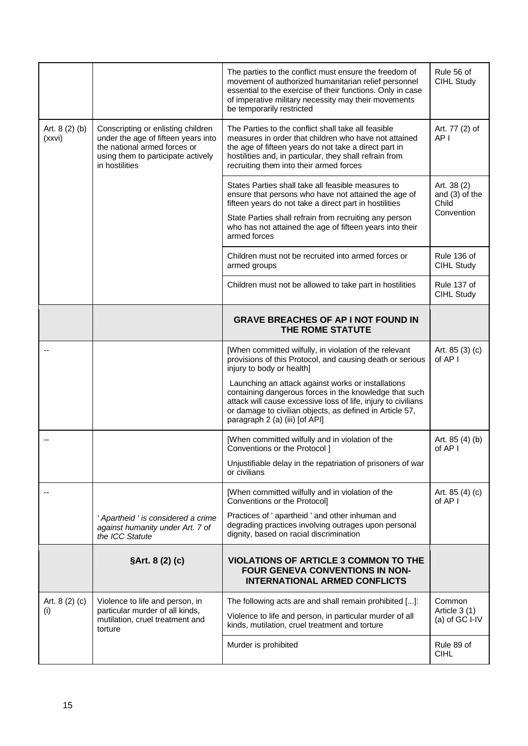| | | | |
|---|---|---|---|
| | | The parties to the conflict must ensure the freedom of movement of authorized humanitarian relief personnel essential to the exercise of their functions. Only in case of imperative military necessity may their movements be temporarily restricted | Rule 56 of CIHL Study |
| Art. 8 (2) (b) (xxvi) | Conscripting or enlisting children under the age of fifteen years into the national armed forces or using them to participate actively in hostilities | The Parties to the conflict shall take all feasible measures in order that children who have not attained the age of fifteen years do not take a direct part in hostilities and, in particular, they shall refrain from recruiting them into their armed forces | Art. 77 (2) of AP I |
| | | States Parties shall take all feasible measures to ensure that persons who have not attained the age of fifteen years do not take a direct part in hostilities<br><br>State Parties shall refrain from recruiting any person who has not attained the age of fifteen years into their armed forces | Art. 38 (2) and (3) of the Child Convention |
| | | Children must not be recruited into armed forces or armed groups | Rule 136 of CIHL Study |
| | | Children must not be allowed to take part in hostilities | Rule 137 of CIHL Study |
| | | **GRAVE BREACHES OF AP I NOT FOUND IN THE ROME STATUTE** | |
| -- | | [When committed wilfully, in violation of the relevant provisions of this Protocol, and causing death or serious injury to body or health]<br><br>Launching an attack against works or installations containing dangerous forces in the knowledge that such attack will cause excessive loss of life, injury to civilians or damage to civilian objects, as defined in Article 57, paragraph 2 (a) (iii) [of API] | Art. 85 (3) (c) of AP I |
| -- | | [When committed wilfully and in violation of the Conventions or the Protocol ]<br><br>Unjustifiable delay in the repatriation of prisoners of war or civilians | Art. 85 (4) (b) of AP I |
| -- | *' Apartheid ' is considered a crime against humanity under Art. 7 of the ICC Statute* | [When committed wilfully and in violation of the Conventions or the Protocol]<br><br>Practices of ' apartheid ' and other inhuman and degrading practices involving outrages upon personal dignity, based on racial discrimination | Art. 85 (4) (c) of AP I |
| | **§Art. 8 (2) (c)** | **VIOLATIONS OF ARTICLE 3 COMMON TO THE FOUR GENEVA CONVENTIONS IN NON-INTERNATIONAL ARMED CONFLICTS** | |
| Art. 8 (2) (c) (i) | Violence to life and person, in particular murder of all kinds, mutilation, cruel treatment and torture | The following acts are and shall remain prohibited [...]:<br><br>Violence to life and person, in particular murder of all kinds, mutilation, cruel treatment and torture | Common Article 3 (1) (a) of GC I-IV |
| | | Murder is prohibited | Rule 89 of CIHL |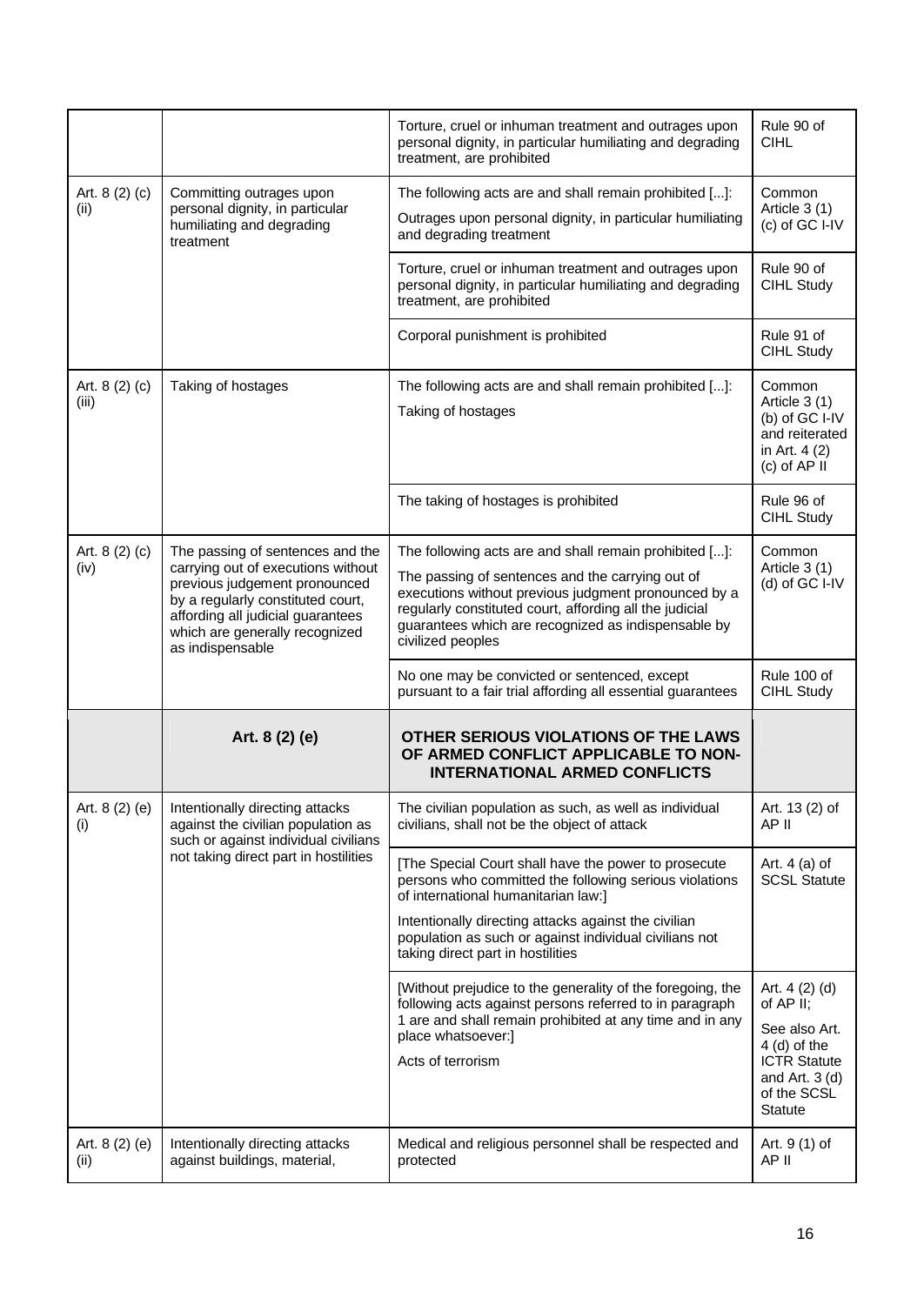| | | | |
|---|---|---|---|
| | | Torture, cruel or inhuman treatment and outrages upon personal dignity, in particular humiliating and degrading treatment, are prohibited | Rule 90 of CIHL |
| Art. 8 (2) (c) (ii) | Committing outrages upon personal dignity, in particular humiliating and degrading treatment | The following acts are and shall remain prohibited [...]: Outrages upon personal dignity, in particular humiliating and degrading treatment | Common Article 3 (1) (c) of GC I-IV |
| | | Torture, cruel or inhuman treatment and outrages upon personal dignity, in particular humiliating and degrading treatment, are prohibited | Rule 90 of CIHL Study |
| | | Corporal punishment is prohibited | Rule 91 of CIHL Study |
| Art. 8 (2) (c) (iii) | Taking of hostages | The following acts are and shall remain prohibited [...]: Taking of hostages | Common Article 3 (1) (b) of GC I-IV and reiterated in Art. 4 (2) (c) of AP II |
| | | The taking of hostages is prohibited | Rule 96 of CIHL Study |
| Art. 8 (2) (c) (iv) | The passing of sentences and the carrying out of executions without previous judgement pronounced by a regularly constituted court, affording all judicial guarantees which are generally recognized as indispensable | The following acts are and shall remain prohibited [...]: The passing of sentences and the carrying out of executions without previous judgment pronounced by a regularly constituted court, affording all the judicial guarantees which are recognized as indispensable by civilized peoples | Common Article 3 (1) (d) of GC I-IV |
| | | No one may be convicted or sentenced, except pursuant to a fair trial affording all essential guarantees | Rule 100 of CIHL Study |
| | **Art. 8 (2) (e)** | **OTHER SERIOUS VIOLATIONS OF THE LAWS OF ARMED CONFLICT APPLICABLE TO NON-INTERNATIONAL ARMED CONFLICTS** | |
| Art. 8 (2) (e) (i) | Intentionally directing attacks against the civilian population as such or against individual civilians not taking direct part in hostilities | The civilian population as such, as well as individual civilians, shall not be the object of attack | Art. 13 (2) of AP II |
| | | [The Special Court shall have the power to prosecute persons who committed the following serious violations of international humanitarian law:] Intentionally directing attacks against the civilian population as such or against individual civilians not taking direct part in hostilities | Art. 4 (a) of SCSL Statute |
| | | [Without prejudice to the generality of the foregoing, the following acts against persons referred to in paragraph 1 are and shall remain prohibited at any time and in any place whatsoever:] Acts of terrorism | Art. 4 (2) (d) of AP II; See also Art. 4 (d) of the ICTR Statute and Art. 3 (d) of the SCSL Statute |
| Art. 8 (2) (e) (ii) | Intentionally directing attacks against buildings, material, | Medical and religious personnel shall be respected and protected | Art. 9 (1) of AP II |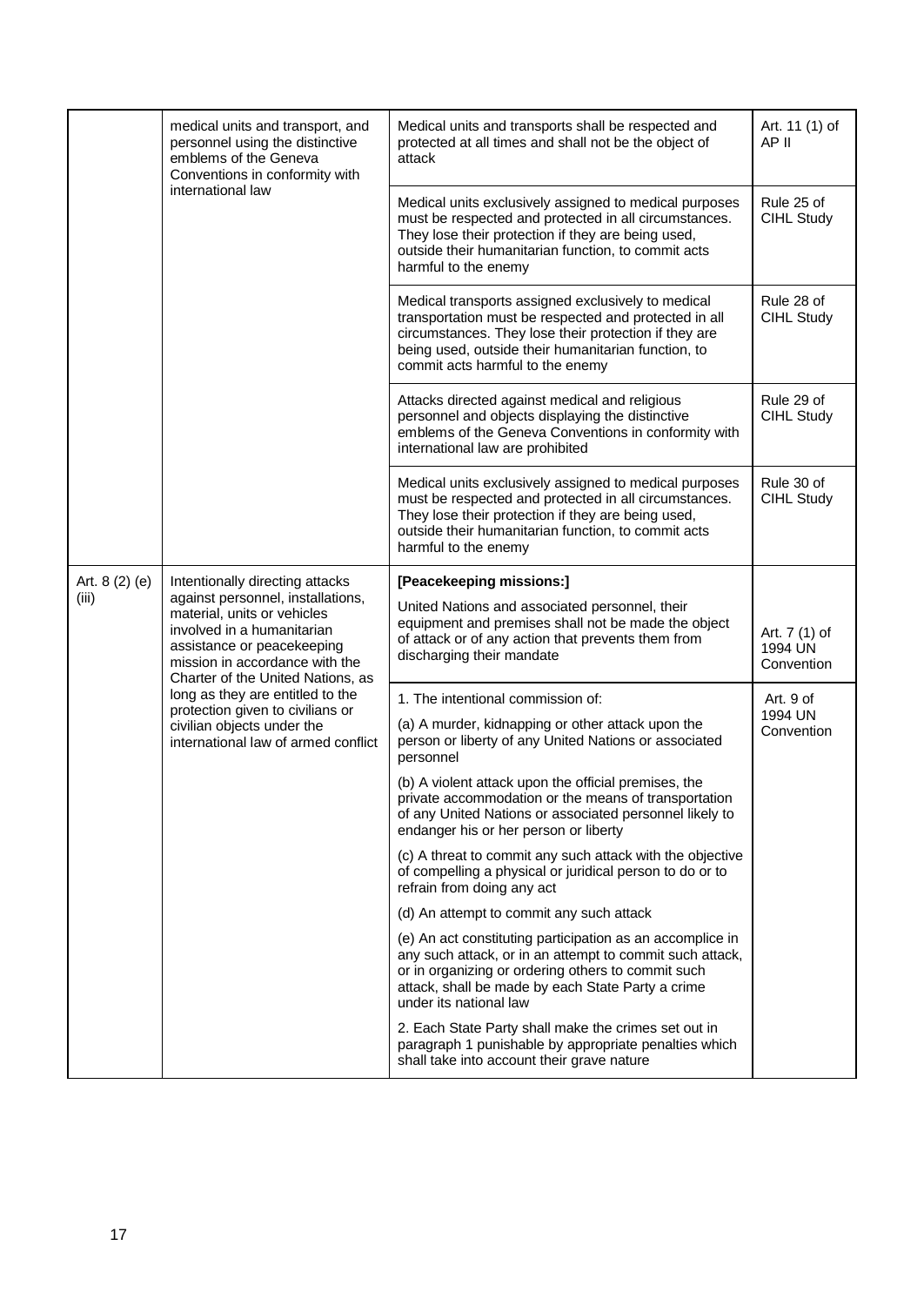| | | | |
|---|---|---|---|
| | medical units and transport, and personnel using the distinctive emblems of the Geneva Conventions in conformity with international law | Medical units and transports shall be respected and protected at all times and shall not be the object of attack | Art. 11 (1) of AP II |
| | | Medical units exclusively assigned to medical purposes must be respected and protected in all circumstances. They lose their protection if they are being used, outside their humanitarian function, to commit acts harmful to the enemy | Rule 25 of CIHL Study |
| | | Medical transports assigned exclusively to medical transportation must be respected and protected in all circumstances. They lose their protection if they are being used, outside their humanitarian function, to commit acts harmful to the enemy | Rule 28 of CIHL Study |
| | | Attacks directed against medical and religious personnel and objects displaying the distinctive emblems of the Geneva Conventions in conformity with international law are prohibited | Rule 29 of CIHL Study |
| | | Medical units exclusively assigned to medical purposes must be respected and protected in all circumstances. They lose their protection if they are being used, outside their humanitarian function, to commit acts harmful to the enemy | Rule 30 of CIHL Study |
| Art. 8 (2) (e) (iii) | Intentionally directing attacks against personnel, installations, material, units or vehicles involved in a humanitarian assistance or peacekeeping mission in accordance with the Charter of the United Nations, as long as they are entitled to the protection given to civilians or civilian objects under the international law of armed conflict | **[Peacekeeping missions:]**<br><br>United Nations and associated personnel, their equipment and premises shall not be made the object of attack or of any action that prevents them from discharging their mandate | Art. 7 (1) of 1994 UN Convention |
| | | 1. The intentional commission of:<br><br>(a) A murder, kidnapping or other attack upon the person or liberty of any United Nations or associated personnel<br><br>(b) A violent attack upon the official premises, the private accommodation or the means of transportation of any United Nations or associated personnel likely to endanger his or her person or liberty<br><br>(c) A threat to commit any such attack with the objective of compelling a physical or juridical person to do or to refrain from doing any act<br><br>(d) An attempt to commit any such attack<br><br>(e) An act constituting participation as an accomplice in any such attack, or in an attempt to commit such attack, or in organizing or ordering others to commit such attack, shall be made by each State Party a crime under its national law<br><br>2. Each State Party shall make the crimes set out in paragraph 1 punishable by appropriate penalties which shall take into account their grave nature | Art. 9 of 1994 UN Convention |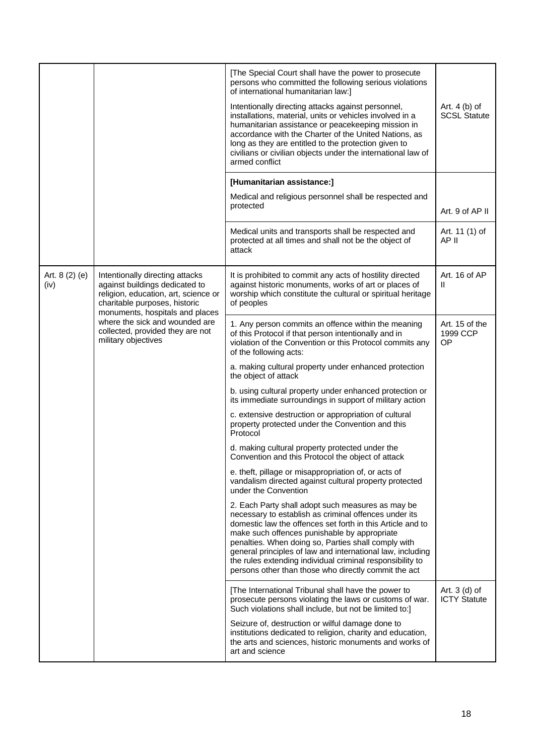| | | | |
|---|---|---|---|
| | | [The Special Court shall have the power to prosecute persons who committed the following serious violations of international humanitarian law:]<br><br>Intentionally directing attacks against personnel, installations, material, units or vehicles involved in a humanitarian assistance or peacekeeping mission in accordance with the Charter of the United Nations, as long as they are entitled to the protection given to civilians or civilian objects under the international law of armed conflict | Art. 4 (b) of SCSL Statute |
| | | **[Humanitarian assistance:]**<br><br>Medical and religious personnel shall be respected and protected | Art. 9 of AP II |
| | | Medical units and transports shall be respected and protected at all times and shall not be the object of attack | Art. 11 (1) of AP II |
| Art. 8 (2) (e) (iv) | Intentionally directing attacks against buildings dedicated to religion, education, art, science or charitable purposes, historic monuments, hospitals and places where the sick and wounded are collected, provided they are not military objectives | It is prohibited to commit any acts of hostility directed against historic monuments, works of art or places of worship which constitute the cultural or spiritual heritage of peoples | Art. 16 of AP II |
| | | 1. Any person commits an offence within the meaning of this Protocol if that person intentionally and in violation of the Convention or this Protocol commits any of the following acts:<br><br>a. making cultural property under enhanced protection the object of attack<br><br>b. using cultural property under enhanced protection or its immediate surroundings in support of military action<br><br>c. extensive destruction or appropriation of cultural property protected under the Convention and this Protocol<br><br>d. making cultural property protected under the Convention and this Protocol the object of attack<br><br>e. theft, pillage or misappropriation of, or acts of vandalism directed against cultural property protected under the Convention<br><br>2. Each Party shall adopt such measures as may be necessary to establish as criminal offences under its domestic law the offences set forth in this Article and to make such offences punishable by appropriate penalties. When doing so, Parties shall comply with general principles of law and international law, including the rules extending individual criminal responsibility to persons other than those who directly commit the act | Art. 15 of the 1999 CCP OP |
| | | [The International Tribunal shall have the power to prosecute persons violating the laws or customs of war. Such violations shall include, but not be limited to:]<br><br>Seizure of, destruction or wilful damage done to institutions dedicated to religion, charity and education, the arts and sciences, historic monuments and works of art and science | Art. 3 (d) of ICTY Statute |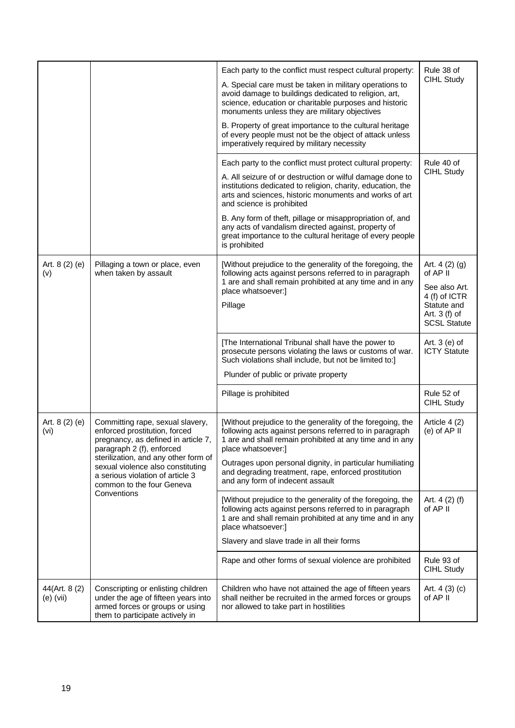| | | | |
|---|---|---|---|
| | | Each party to the conflict must respect cultural property:<br><br>A. Special care must be taken in military operations to avoid damage to buildings dedicated to religion, art, science, education or charitable purposes and historic monuments unless they are military objectives<br><br>B. Property of great importance to the cultural heritage of every people must not be the object of attack unless imperatively required by military necessity | Rule 38 of CIHL Study |
| | | Each party to the conflict must protect cultural property:<br><br>A. All seizure of or destruction or wilful damage done to institutions dedicated to religion, charity, education, the arts and sciences, historic monuments and works of art and science is prohibited<br><br>B. Any form of theft, pillage or misappropriation of, and any acts of vandalism directed against, property of great importance to the cultural heritage of every people is prohibited | Rule 40 of CIHL Study |
| Art. 8 (2) (e) (v) | Pillaging a town or place, even when taken by assault | [Without prejudice to the generality of the foregoing, the following acts against persons referred to in paragraph 1 are and shall remain prohibited at any time and in any place whatsoever:]<br><br>Pillage | Art. 4 (2) (g) of AP II<br><br>See also Art. 4 (f) of ICTR Statute and Art. 3 (f) of SCSL Statute |
| | | [The International Tribunal shall have the power to prosecute persons violating the laws or customs of war. Such violations shall include, but not be limited to:]<br><br>Plunder of public or private property | Art. 3 (e) of ICTY Statute |
| | | Pillage is prohibited | Rule 52 of CIHL Study |
| Art. 8 (2) (e) (vi) | Committing rape, sexual slavery, enforced prostitution, forced pregnancy, as defined in article 7, paragraph 2 (f), enforced sterilization, and any other form of sexual violence also constituting a serious violation of article 3 common to the four Geneva Conventions | [Without prejudice to the generality of the foregoing, the following acts against persons referred to in paragraph 1 are and shall remain prohibited at any time and in any place whatsoever:]<br><br>Outrages upon personal dignity, in particular humiliating and degrading treatment, rape, enforced prostitution and any form of indecent assault | Article 4 (2) (e) of AP II |
| | | [Without prejudice to the generality of the foregoing, the following acts against persons referred to in paragraph 1 are and shall remain prohibited at any time and in any place whatsoever:]<br><br>Slavery and slave trade in all their forms | Art. 4 (2) (f) of AP II |
| | | Rape and other forms of sexual violence are prohibited | Rule 93 of CIHL Study |
| 44(Art. 8 (2) (e) (vii) | Conscripting or enlisting children under the age of fifteen years into armed forces or groups or using them to participate actively in | Children who have not attained the age of fifteen years shall neither be recruited in the armed forces or groups nor allowed to take part in hostilities | Art. 4 (3) (c) of AP II |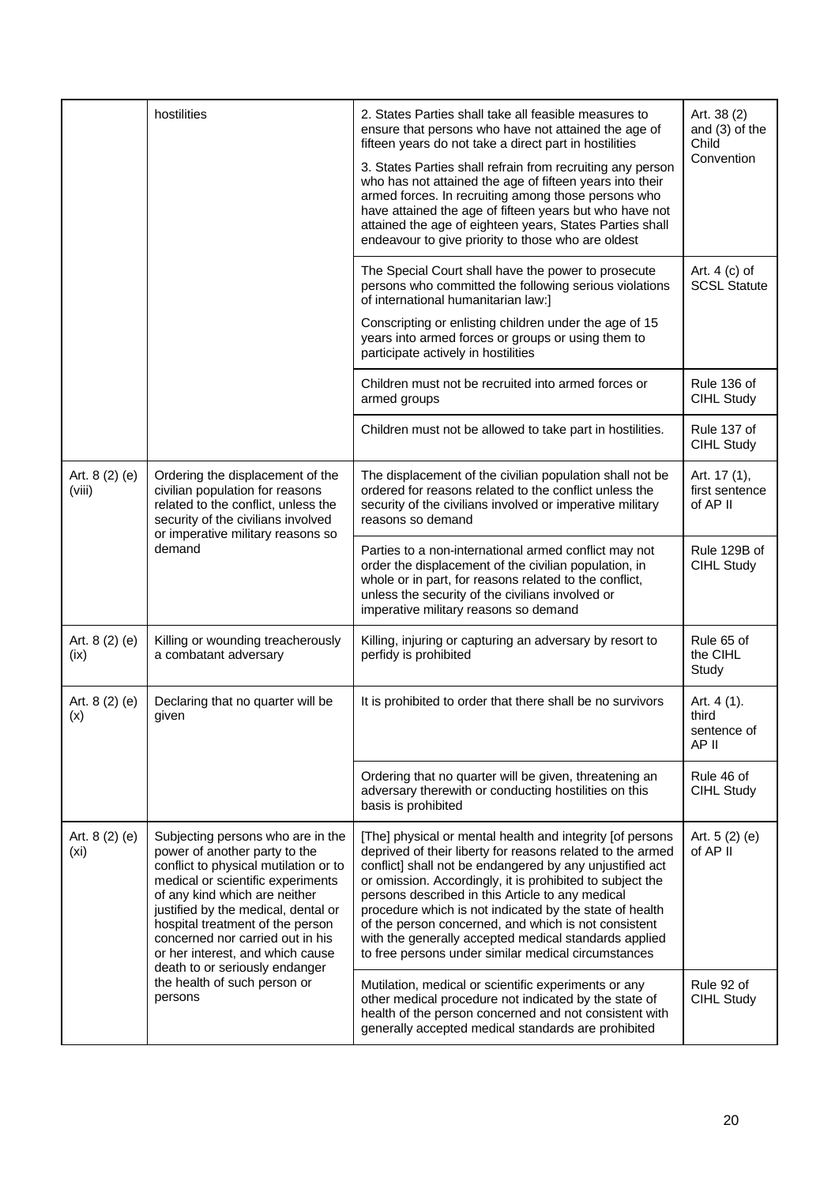| | | | |
|---|---|---|---|
| | hostilities | 2. States Parties shall take all feasible measures to ensure that persons who have not attained the age of fifteen years do not take a direct part in hostilities<br><br>3. States Parties shall refrain from recruiting any person who has not attained the age of fifteen years into their armed forces. In recruiting among those persons who have attained the age of fifteen years but who have not attained the age of eighteen years, States Parties shall endeavour to give priority to those who are oldest | Art. 38 (2) and (3) of the Child Convention |
| | | The Special Court shall have the power to prosecute persons who committed the following serious violations of international humanitarian law:]<br><br>Conscripting or enlisting children under the age of 15 years into armed forces or groups or using them to participate actively in hostilities | Art. 4 (c) of SCSL Statute |
| | | Children must not be recruited into armed forces or armed groups | Rule 136 of CIHL Study |
| | | Children must not be allowed to take part in hostilities. | Rule 137 of CIHL Study |
| Art. 8 (2) (e) (viii) | Ordering the displacement of the civilian population for reasons related to the conflict, unless the security of the civilians involved or imperative military reasons so demand | The displacement of the civilian population shall not be ordered for reasons related to the conflict unless the security of the civilians involved or imperative military reasons so demand | Art. 17 (1), first sentence of AP II |
| | | Parties to a non-international armed conflict may not order the displacement of the civilian population, in whole or in part, for reasons related to the conflict, unless the security of the civilians involved or imperative military reasons so demand | Rule 129B of CIHL Study |
| Art. 8 (2) (e) (ix) | Killing or wounding treacherously a combatant adversary | Killing, injuring or capturing an adversary by resort to perfidy is prohibited | Rule 65 of the CIHL Study |
| Art. 8 (2) (e) (x) | Declaring that no quarter will be given | It is prohibited to order that there shall be no survivors | Art. 4 (1). third sentence of AP II |
| | | Ordering that no quarter will be given, threatening an adversary therewith or conducting hostilities on this basis is prohibited | Rule 46 of CIHL Study |
| Art. 8 (2) (e) (xi) | Subjecting persons who are in the power of another party to the conflict to physical mutilation or to medical or scientific experiments of any kind which are neither justified by the medical, dental or hospital treatment of the person concerned nor carried out in his or her interest, and which cause death to or seriously endanger the health of such person or persons | [The] physical or mental health and integrity [of persons deprived of their liberty for reasons related to the armed conflict] shall not be endangered by any unjustified act or omission. Accordingly, it is prohibited to subject the persons described in this Article to any medical procedure which is not indicated by the state of health of the person concerned, and which is not consistent with the generally accepted medical standards applied to free persons under similar medical circumstances | Art. 5 (2) (e) of AP II |
| | | Mutilation, medical or scientific experiments or any other medical procedure not indicated by the state of health of the person concerned and not consistent with generally accepted medical standards are prohibited | Rule 92 of CIHL Study |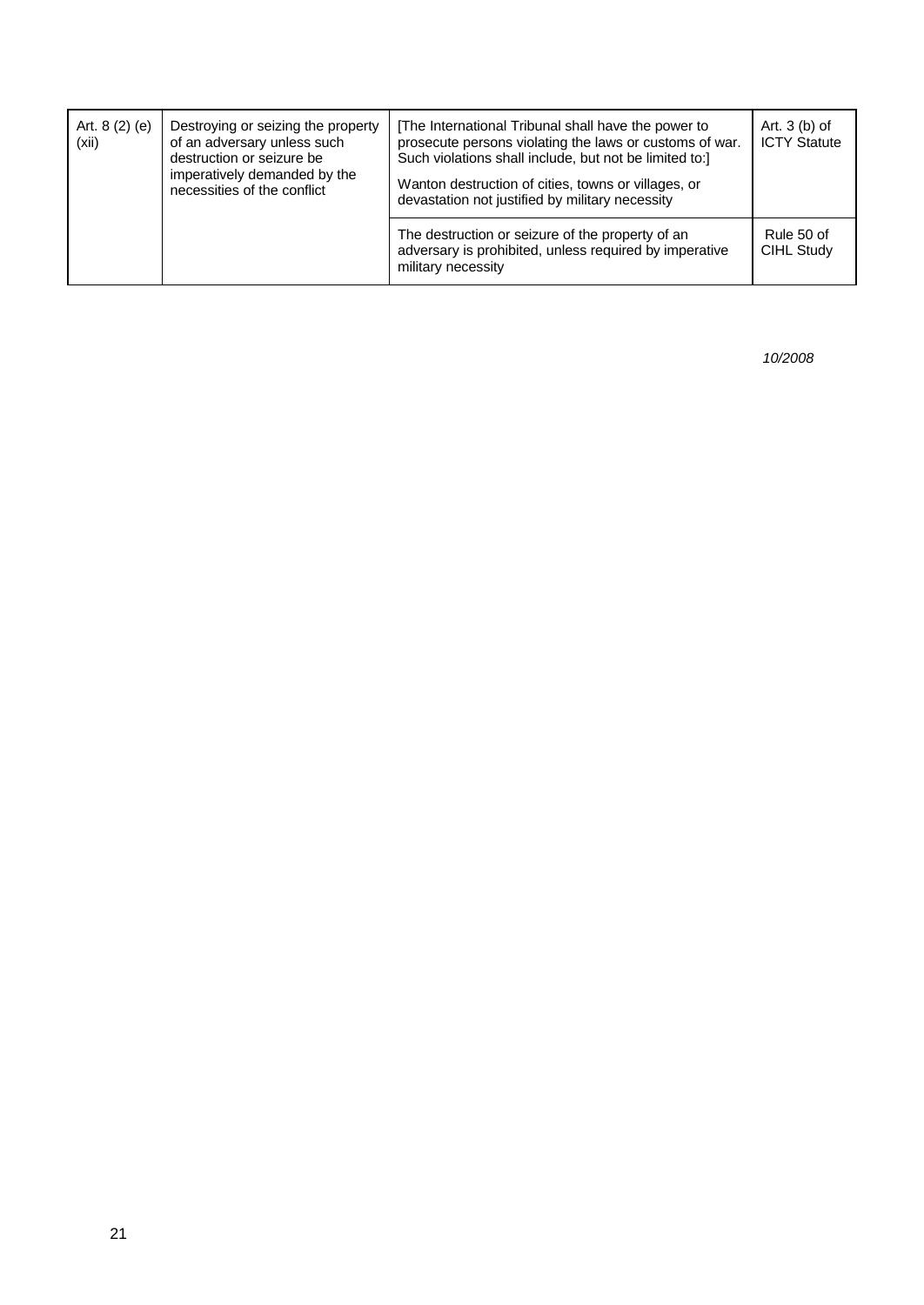| | | | |
|---|---|---|---|
| Art. 8 (2) (e) (xii) | Destroying or seizing the property of an adversary unless such destruction or seizure be imperatively demanded by the necessities of the conflict | [The International Tribunal shall have the power to prosecute persons violating the laws or customs of war. Such violations shall include, but not be limited to:]<br><br>Wanton destruction of cities, towns or villages, or devastation not justified by military necessity | Art. 3 (b) of ICTY Statute |
| | | The destruction or seizure of the property of an adversary is prohibited, unless required by imperative military necessity | Rule 50 of CIHL Study |

*10/2008*